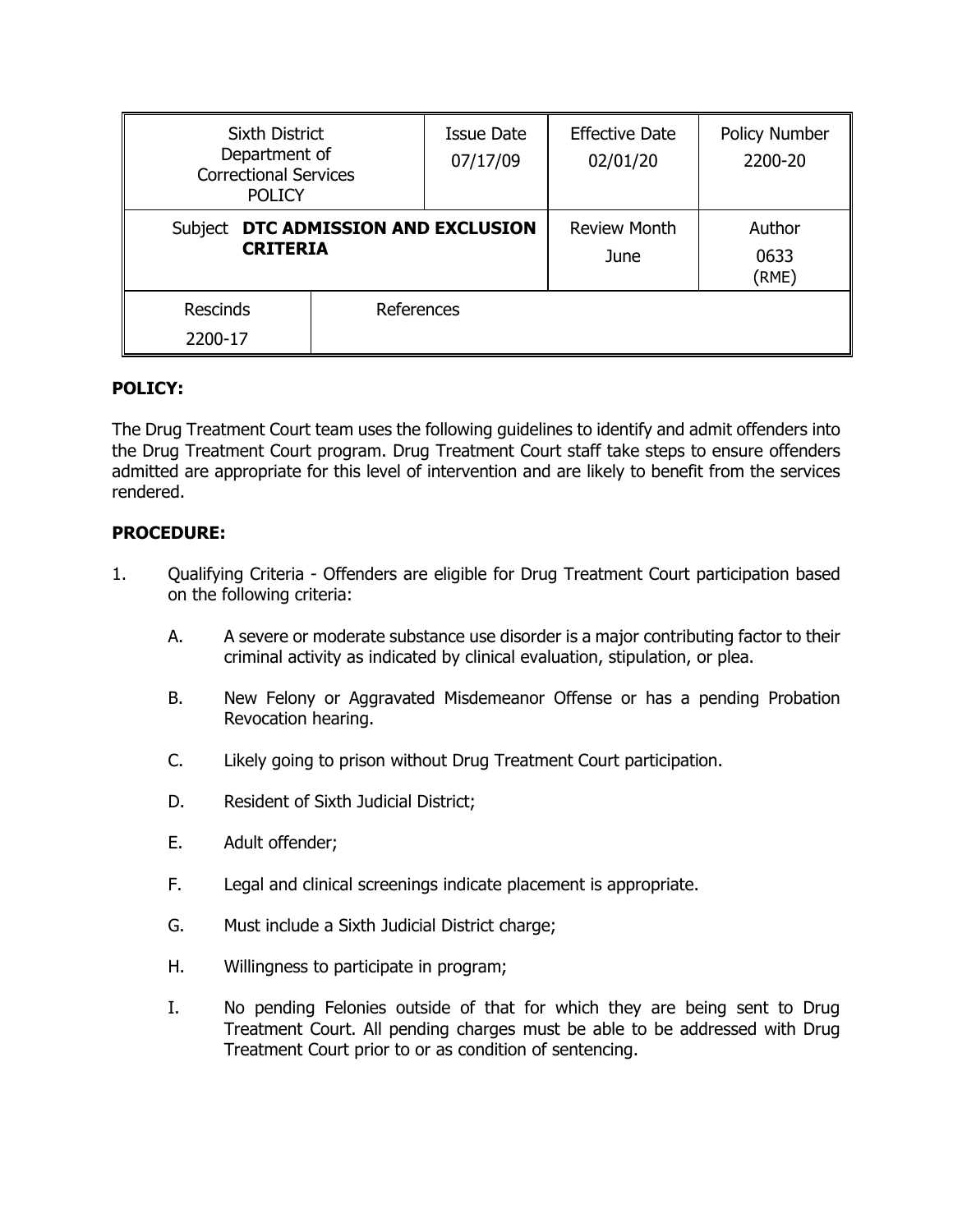| Sixth District Department of Correctional Services POLICY | | Issue Date 07/17/09 | Effective Date 02/01/20 | Policy Number 2200-20 |
|---|---|---|---|---|
| Subject **DTC ADMISSION AND EXCLUSION CRITERIA** | | | Review Month June | Author 0633 (RME) |
| Rescinds 2200-17 | References | | | |

**POLICY:**

The Drug Treatment Court team uses the following guidelines to identify and admit offenders into the Drug Treatment Court program. Drug Treatment Court staff take steps to ensure offenders admitted are appropriate for this level of intervention and are likely to benefit from the services rendered.

**PROCEDURE:**

1. Qualifying Criteria - Offenders are eligible for Drug Treatment Court participation based on the following criteria:

   A. A severe or moderate substance use disorder is a major contributing factor to their criminal activity as indicated by clinical evaluation, stipulation, or plea.

   B. New Felony or Aggravated Misdemeanor Offense or has a pending Probation Revocation hearing.

   C. Likely going to prison without Drug Treatment Court participation.

   D. Resident of Sixth Judicial District;

   E. Adult offender;

   F. Legal and clinical screenings indicate placement is appropriate.

   G. Must include a Sixth Judicial District charge;

   H. Willingness to participate in program;

   I. No pending Felonies outside of that for which they are being sent to Drug Treatment Court. All pending charges must be able to be addressed with Drug Treatment Court prior to or as condition of sentencing.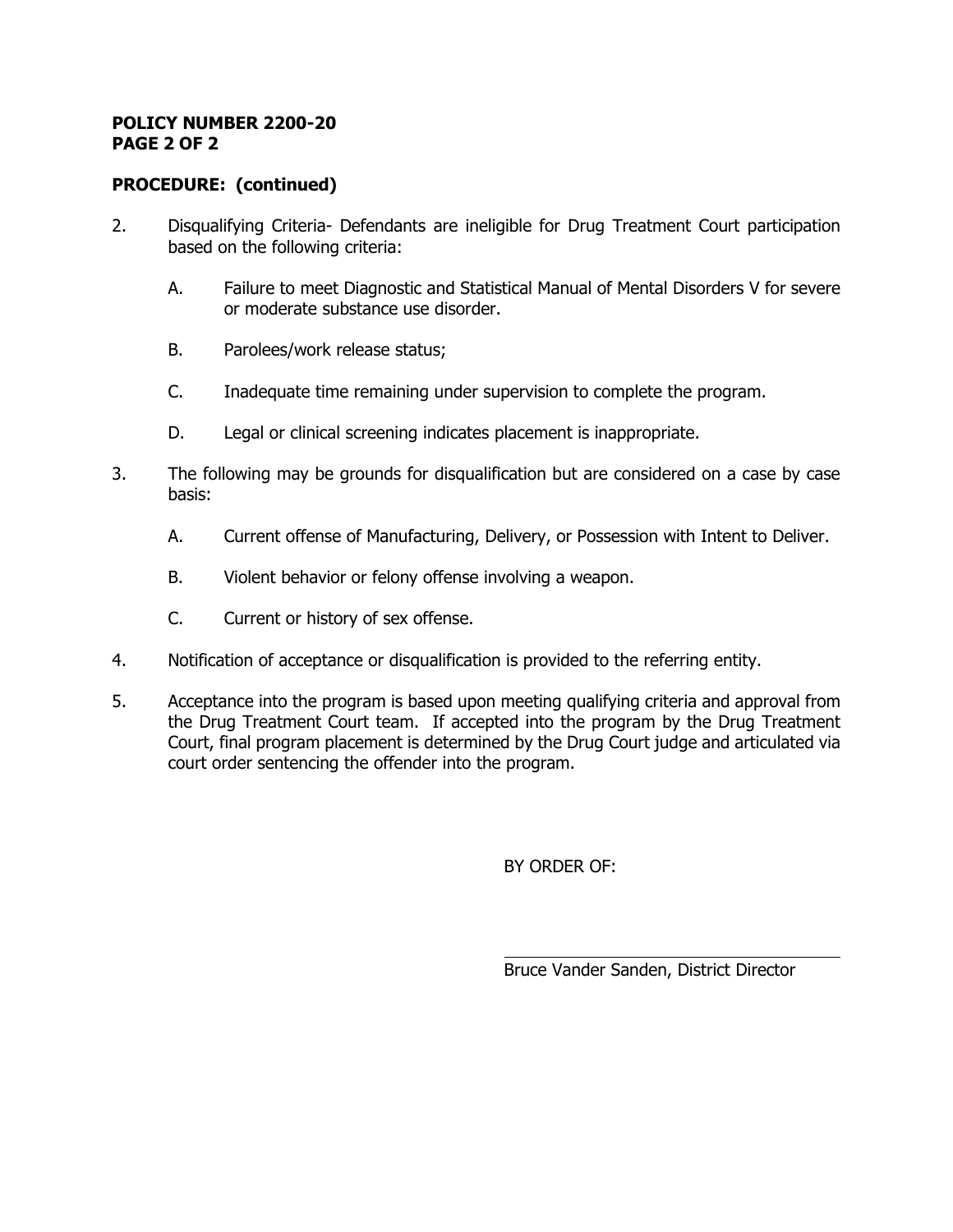**POLICY NUMBER 2200-20**

**PROCEDURE: (continued)**

2. Disqualifying Criteria- Defendants are ineligible for Drug Treatment Court participation based on the following criteria:

   A. Failure to meet Diagnostic and Statistical Manual of Mental Disorders V for severe or moderate substance use disorder.

   B. Parolees/work release status;

   C. Inadequate time remaining under supervision to complete the program.

   D. Legal or clinical screening indicates placement is inappropriate.

3. The following may be grounds for disqualification but are considered on a case by case basis:

   A. Current offense of Manufacturing, Delivery, or Possession with Intent to Deliver.

   B. Violent behavior or felony offense involving a weapon.

   C. Current or history of sex offense.

4. Notification of acceptance or disqualification is provided to the referring entity.

5. Acceptance into the program is based upon meeting qualifying criteria and approval from the Drug Treatment Court team. If accepted into the program by the Drug Treatment Court, final program placement is determined by the Drug Court judge and articulated via court order sentencing the offender into the program.

BY ORDER OF:

Bruce Vander Sanden, District Director